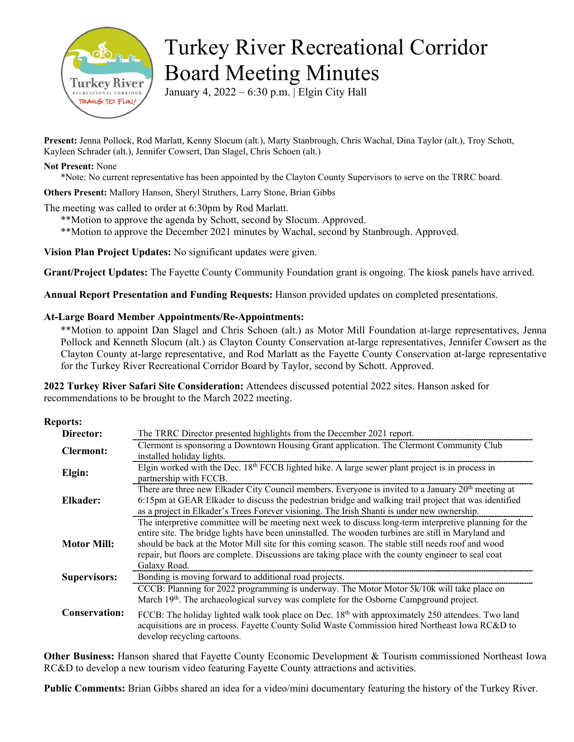# Turkey River Recreational Corridor Board Meeting Minutes

January 4, 2022 – 6:30 p.m. | Elgin City Hall

**Present:** Jenna Pollock, Rod Marlatt, Kenny Slocum (alt.), Marty Stanbrough, Chris Wachal, Dina Taylor (alt.), Troy Schott, Kayleen Schrader (alt.), Jennifer Cowsert, Dan Slagel, Chris Schoen (alt.)

**Not Present:** None

*Note: No current representative has been appointed by the Clayton County Supervisors to serve on the TRRC board.

**Others Present:** Mallory Hanson, Sheryl Struthers, Larry Stone, Brian Gibbs

The meeting was called to order at 6:30pm by Rod Marlatt.

**Motion to approve the agenda by Schott, second by Slocum. Approved.

**Motion to approve the December 2021 minutes by Wachal, second by Stanbrough. Approved.

**Vision Plan Project Updates:** No significant updates were given.

**Grant/Project Updates:** The Fayette County Community Foundation grant is ongoing. The kiosk panels have arrived.

**Annual Report Presentation and Funding Requests:** Hanson provided updates on completed presentations.

**At-Large Board Member Appointments/Re-Appointments:**

**Motion to appoint Dan Slagel and Chris Schoen (alt.) as Motor Mill Foundation at-large representatives, Jenna Pollock and Kenneth Slocum (alt.) as Clayton County Conservation at-large representatives, Jennifer Cowsert as the Clayton County at-large representative, and Rod Marlatt as the Fayette County Conservation at-large representative for the Turkey River Recreational Corridor Board by Taylor, second by Schott. Approved.

**2022 Turkey River Safari Site Consideration:** Attendees discussed potential 2022 sites. Hanson asked for recommendations to be brought to the March 2022 meeting.

**Reports:**

| | |
|---|---|
| **Director:** | The TRRC Director presented highlights from the December 2021 report. |
| **Clermont:** | Clermont is sponsoring a Downtown Housing Grant application. The Clermont Community Club installed holiday lights. |
| **Elgin:** | Elgin worked with the Dec. 18th FCCB lighted hike. A large sewer plant project is in process in partnership with FCCB. |
| **Elkader:** | There are three new Elkader City Council members. Everyone is invited to a January 20th meeting at 6:15pm at GEAR Elkader to discuss the pedestrian bridge and walking trail project that was identified as a project in Elkader's Trees Forever visioning. The Irish Shanti is under new ownership. |
| **Motor Mill:** | The interpretive committee will be meeting next week to discuss long-term interpretive planning for the entire site. The bridge lights have been uninstalled. The wooden turbines are still in Maryland and should be back at the Motor Mill site for this coming season. The stable still needs roof and wood repair, but floors are complete. Discussions are taking place with the county engineer to seal coat Galaxy Road. |
| **Supervisors:** | Bonding is moving forward to additional road projects. |
| **Conservation:** | CCCB: Planning for 2022 programming is underway. The Motor Motor 5k/10k will take place on March 19th. The archaeological survey was complete for the Osborne Campground project.<br><br>FCCB: The holiday lighted walk took place on Dec. 18th with approximately 250 attendees. Two land acquisitions are in process. Fayette County Solid Waste Commission hired Northeast Iowa RC&D to develop recycling cartoons. |

**Other Business:** Hanson shared that Fayette County Economic Development & Tourism commissioned Northeast Iowa RC&D to develop a new tourism video featuring Fayette County attractions and activities.

**Public Comments:** Brian Gibbs shared an idea for a video/mini documentary featuring the history of the Turkey River.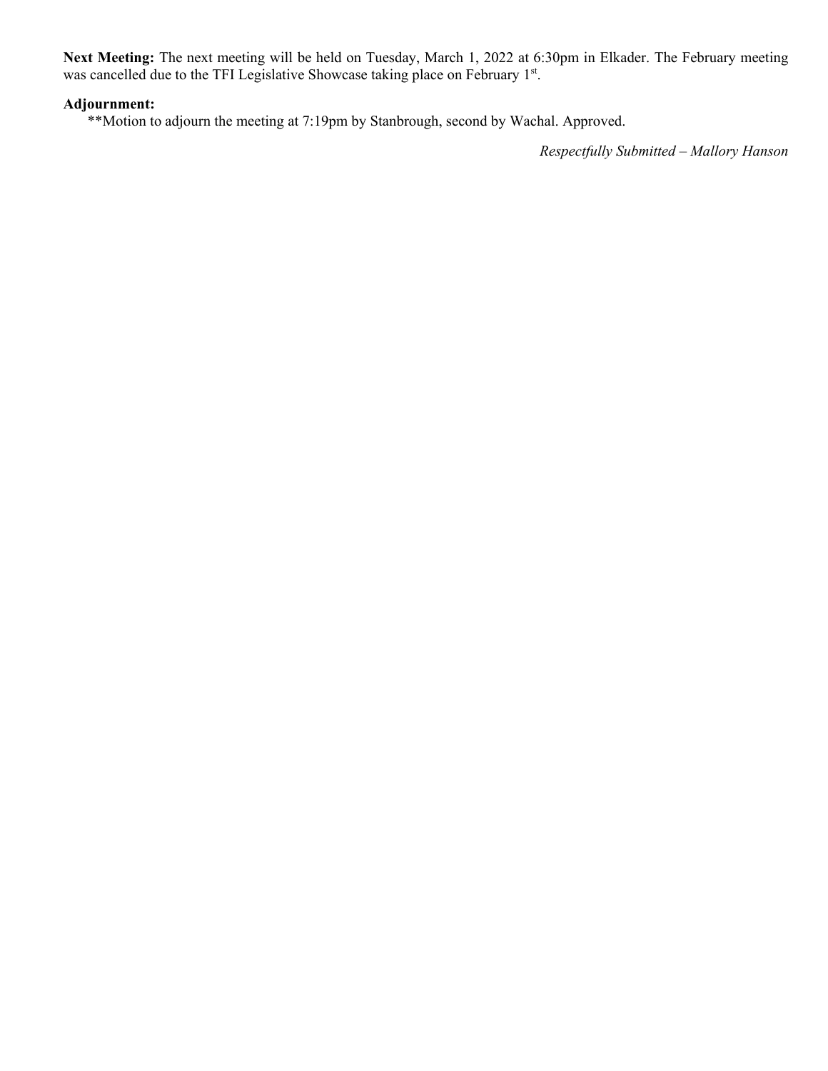**Next Meeting:** The next meeting will be held on Tuesday, March 1, 2022 at 6:30pm in Elkader. The February meeting was cancelled due to the TFI Legislative Showcase taking place on February 1st.

**Adjournment:**

**Motion to adjourn the meeting at 7:19pm by Stanbrough, second by Wachal. Approved.

*Respectfully Submitted – Mallory Hanson*